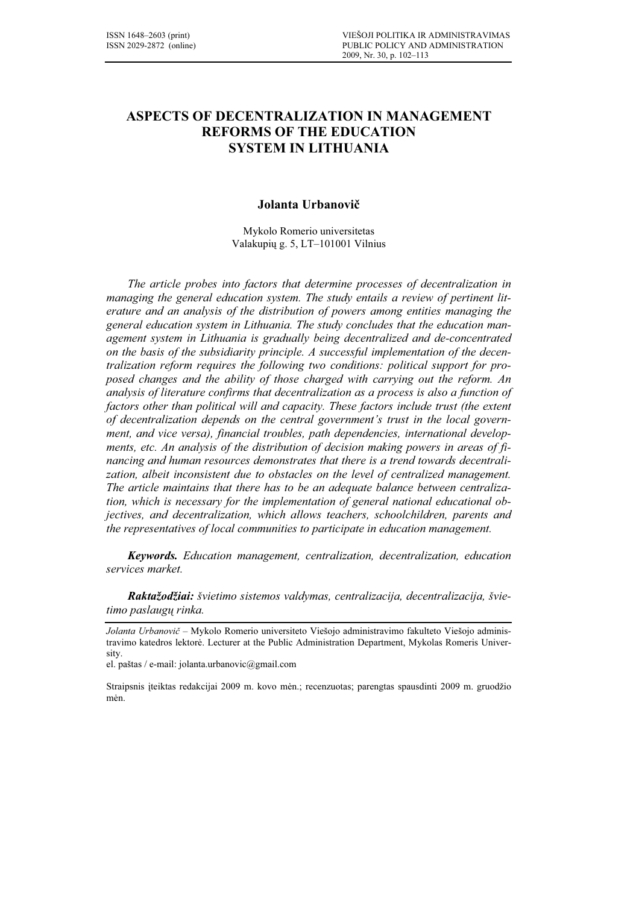# ASPECTS OF DECENTRALIZATION IN MANAGEMENT REFORMS OF THE EDUCATION SYSTEM IN LITHUANIA

**Jolanta Urbanovič**

Mykolo Romerio universitetas
Valakupių g. 5, LT–101001 Vilnius

*The article probes into factors that determine processes of decentralization in managing the general education system. The study entails a review of pertinent literature and an analysis of the distribution of powers among entities managing the general education system in Lithuania. The study concludes that the education management system in Lithuania is gradually being decentralized and de-concentrated on the basis of the subsidiarity principle. A successful implementation of the decentralization reform requires the following two conditions: political support for proposed changes and the ability of those charged with carrying out the reform. An analysis of literature confirms that decentralization as a process is also a function of factors other than political will and capacity. These factors include trust (the extent of decentralization depends on the central government's trust in the local government, and vice versa), financial troubles, path dependencies, international developments, etc. An analysis of the distribution of decision making powers in areas of financing and human resources demonstrates that there is a trend towards decentralization, albeit inconsistent due to obstacles on the level of centralized management. The article maintains that there has to be an adequate balance between centralization, which is necessary for the implementation of general national educational objectives, and decentralization, which allows teachers, schoolchildren, parents and the representatives of local communities to participate in education management.*

***Keywords.*** *Education management, centralization, decentralization, education services market.*

***Raktažodžiai:*** *švietimo sistemos valdymas, centralizacija, decentralizacija, švietimo paslaugų rinka.*

---

*Jolanta Urbanovič* – Mykolo Romerio universiteto Viešojo administravimo fakulteto Viešojo administravimo katedros lektorė. Lecturer at the Public Administration Department, Mykolas Romeris University.

el. paštas / e-mail: jolanta.urbanovic@gmail.com

Straipsnis įteiktas redakcijai 2009 m. kovo mėn.; recenzuotas; parengtas spausdinti 2009 m. gruodžio mėn.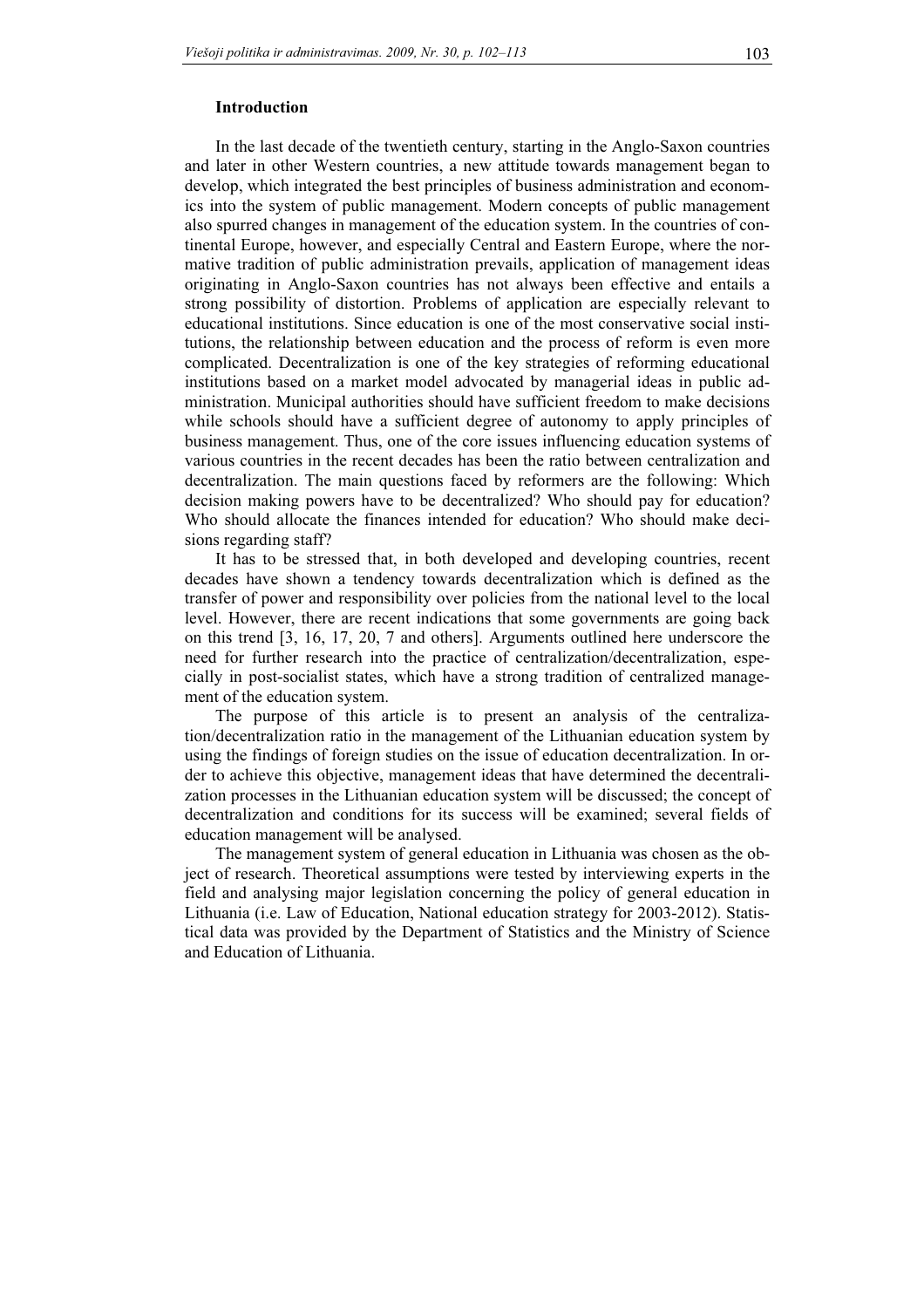## Introduction

In the last decade of the twentieth century, starting in the Anglo-Saxon countries and later in other Western countries, a new attitude towards management began to develop, which integrated the best principles of business administration and economics into the system of public management. Modern concepts of public management also spurred changes in management of the education system. In the countries of continental Europe, however, and especially Central and Eastern Europe, where the normative tradition of public administration prevails, application of management ideas originating in Anglo-Saxon countries has not always been effective and entails a strong possibility of distortion. Problems of application are especially relevant to educational institutions. Since education is one of the most conservative social institutions, the relationship between education and the process of reform is even more complicated. Decentralization is one of the key strategies of reforming educational institutions based on a market model advocated by managerial ideas in public administration. Municipal authorities should have sufficient freedom to make decisions while schools should have a sufficient degree of autonomy to apply principles of business management. Thus, one of the core issues influencing education systems of various countries in the recent decades has been the ratio between centralization and decentralization. The main questions faced by reformers are the following: Which decision making powers have to be decentralized? Who should pay for education? Who should allocate the finances intended for education? Who should make decisions regarding staff?

It has to be stressed that, in both developed and developing countries, recent decades have shown a tendency towards decentralization which is defined as the transfer of power and responsibility over policies from the national level to the local level. However, there are recent indications that some governments are going back on this trend [3, 16, 17, 20, 7 and others]. Arguments outlined here underscore the need for further research into the practice of centralization/decentralization, especially in post-socialist states, which have a strong tradition of centralized management of the education system.

The purpose of this article is to present an analysis of the centralization/decentralization ratio in the management of the Lithuanian education system by using the findings of foreign studies on the issue of education decentralization. In order to achieve this objective, management ideas that have determined the decentralization processes in the Lithuanian education system will be discussed; the concept of decentralization and conditions for its success will be examined; several fields of education management will be analysed.

The management system of general education in Lithuania was chosen as the object of research. Theoretical assumptions were tested by interviewing experts in the field and analysing major legislation concerning the policy of general education in Lithuania (i.e. Law of Education, National education strategy for 2003-2012). Statistical data was provided by the Department of Statistics and the Ministry of Science and Education of Lithuania.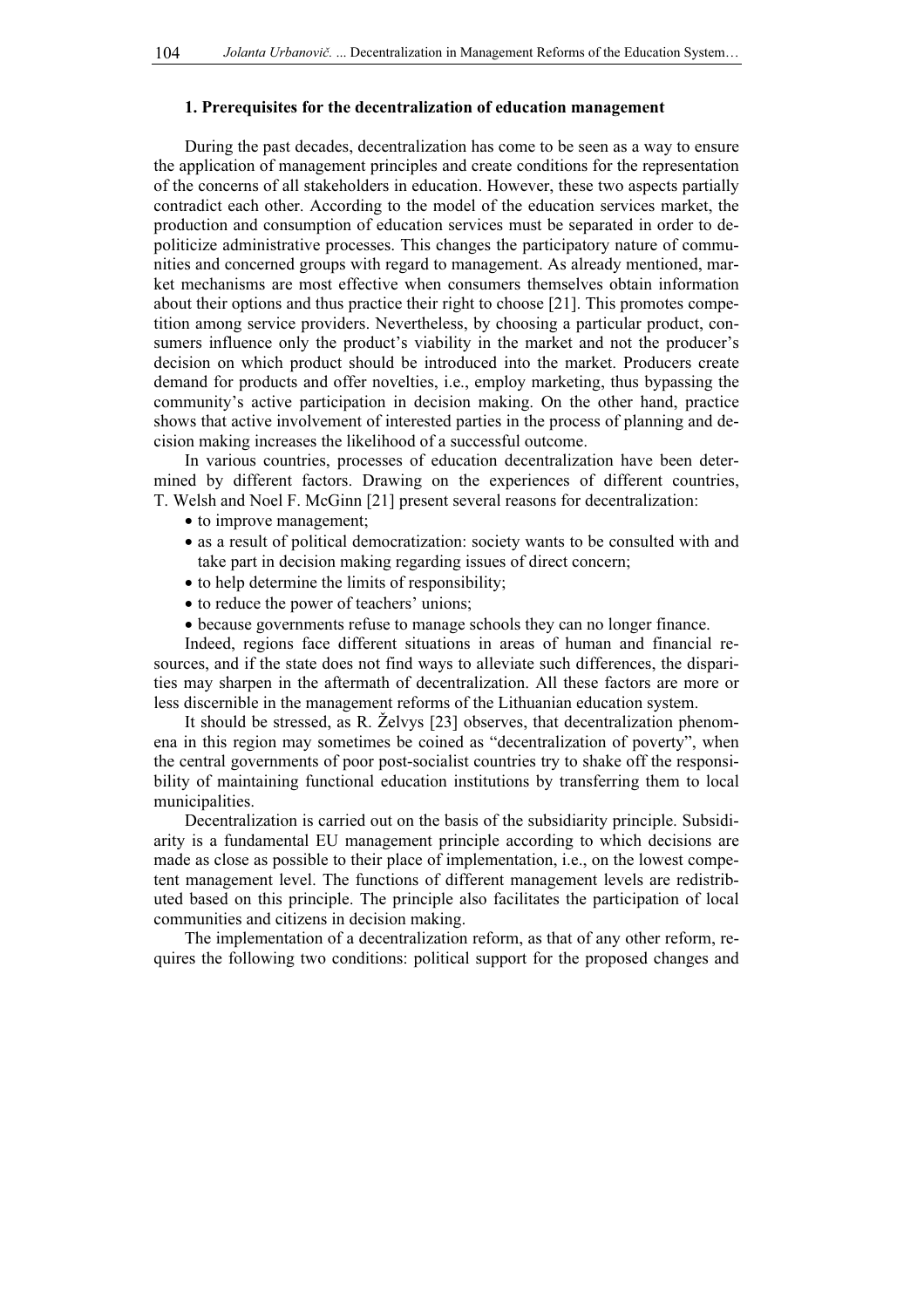## 1. Prerequisites for the decentralization of education management

During the past decades, decentralization has come to be seen as a way to ensure the application of management principles and create conditions for the representation of the concerns of all stakeholders in education. However, these two aspects partially contradict each other. According to the model of the education services market, the production and consumption of education services must be separated in order to depoliticize administrative processes. This changes the participatory nature of communities and concerned groups with regard to management. As already mentioned, market mechanisms are most effective when consumers themselves obtain information about their options and thus practice their right to choose [21]. This promotes competition among service providers. Nevertheless, by choosing a particular product, consumers influence only the product's viability in the market and not the producer's decision on which product should be introduced into the market. Producers create demand for products and offer novelties, i.e., employ marketing, thus bypassing the community's active participation in decision making. On the other hand, practice shows that active involvement of interested parties in the process of planning and decision making increases the likelihood of a successful outcome.

In various countries, processes of education decentralization have been determined by different factors. Drawing on the experiences of different countries, T. Welsh and Noel F. McGinn [21] present several reasons for decentralization:

- to improve management;
- as a result of political democratization: society wants to be consulted with and take part in decision making regarding issues of direct concern;
- to help determine the limits of responsibility;
- to reduce the power of teachers' unions;
- because governments refuse to manage schools they can no longer finance.

Indeed, regions face different situations in areas of human and financial resources, and if the state does not find ways to alleviate such differences, the disparities may sharpen in the aftermath of decentralization. All these factors are more or less discernible in the management reforms of the Lithuanian education system.

It should be stressed, as R. Želvys [23] observes, that decentralization phenomena in this region may sometimes be coined as "decentralization of poverty", when the central governments of poor post-socialist countries try to shake off the responsibility of maintaining functional education institutions by transferring them to local municipalities.

Decentralization is carried out on the basis of the subsidiarity principle. Subsidiarity is a fundamental EU management principle according to which decisions are made as close as possible to their place of implementation, i.e., on the lowest competent management level. The functions of different management levels are redistributed based on this principle. The principle also facilitates the participation of local communities and citizens in decision making.

The implementation of a decentralization reform, as that of any other reform, requires the following two conditions: political support for the proposed changes and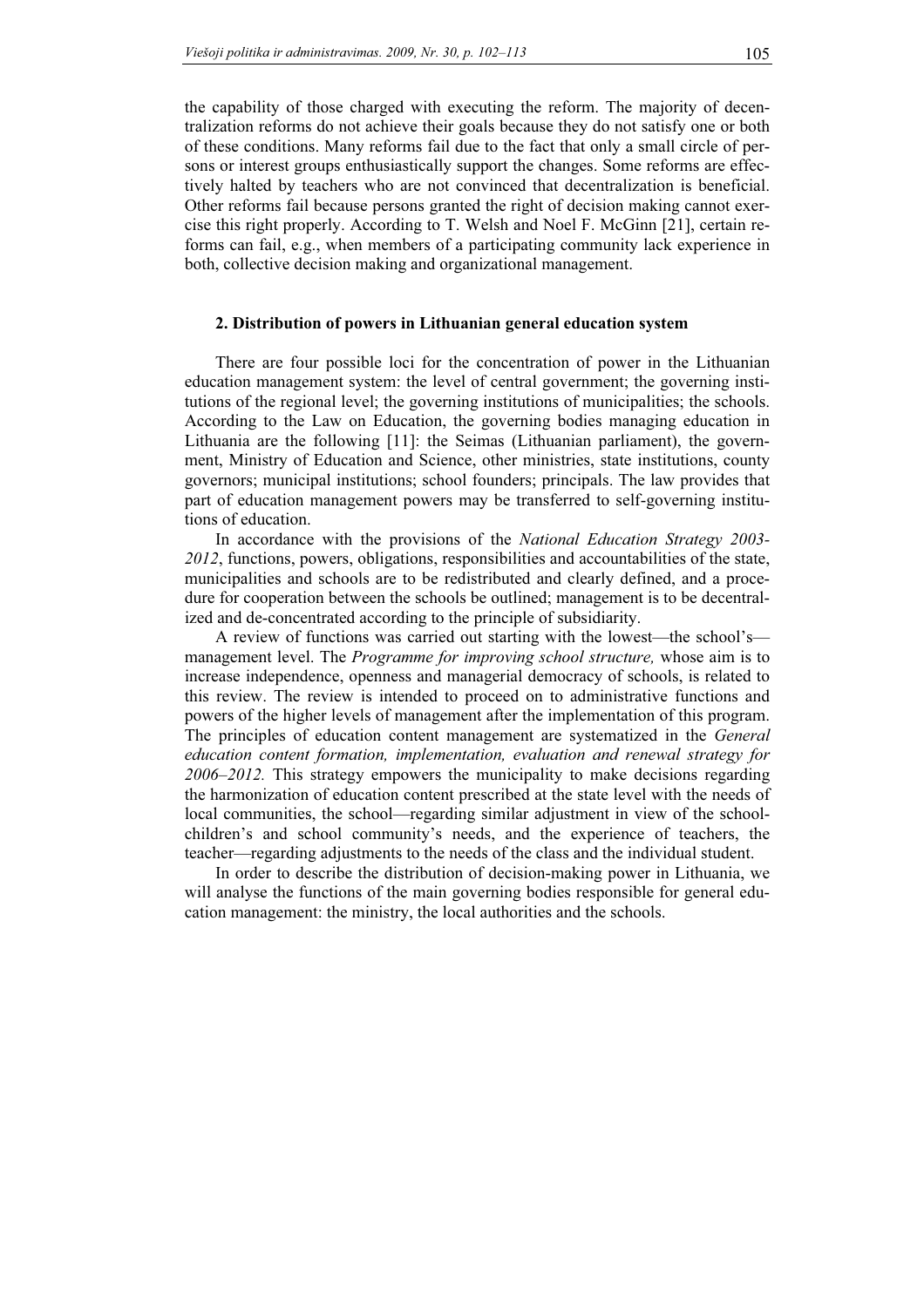the capability of those charged with executing the reform. The majority of decentralization reforms do not achieve their goals because they do not satisfy one or both of these conditions. Many reforms fail due to the fact that only a small circle of persons or interest groups enthusiastically support the changes. Some reforms are effectively halted by teachers who are not convinced that decentralization is beneficial. Other reforms fail because persons granted the right of decision making cannot exercise this right properly. According to T. Welsh and Noel F. McGinn [21], certain reforms can fail, e.g., when members of a participating community lack experience in both, collective decision making and organizational management.

## 2. Distribution of powers in Lithuanian general education system

There are four possible loci for the concentration of power in the Lithuanian education management system: the level of central government; the governing institutions of the regional level; the governing institutions of municipalities; the schools. According to the Law on Education, the governing bodies managing education in Lithuania are the following [11]: the Seimas (Lithuanian parliament), the government, Ministry of Education and Science, other ministries, state institutions, county governors; municipal institutions; school founders; principals. The law provides that part of education management powers may be transferred to self-governing institutions of education.

In accordance with the provisions of the *National Education Strategy 2003-2012*, functions, powers, obligations, responsibilities and accountabilities of the state, municipalities and schools are to be redistributed and clearly defined, and a procedure for cooperation between the schools be outlined; management is to be decentralized and de-concentrated according to the principle of subsidiarity.

A review of functions was carried out starting with the lowest—the school's—management level. The *Programme for improving school structure,* whose aim is to increase independence, openness and managerial democracy of schools, is related to this review. The review is intended to proceed on to administrative functions and powers of the higher levels of management after the implementation of this program. The principles of education content management are systematized in the *General education content formation, implementation, evaluation and renewal strategy for 2006–2012.* This strategy empowers the municipality to make decisions regarding the harmonization of education content prescribed at the state level with the needs of local communities, the school—regarding similar adjustment in view of the schoolchildren's and school community's needs, and the experience of teachers, the teacher—regarding adjustments to the needs of the class and the individual student.

In order to describe the distribution of decision-making power in Lithuania, we will analyse the functions of the main governing bodies responsible for general education management: the ministry, the local authorities and the schools.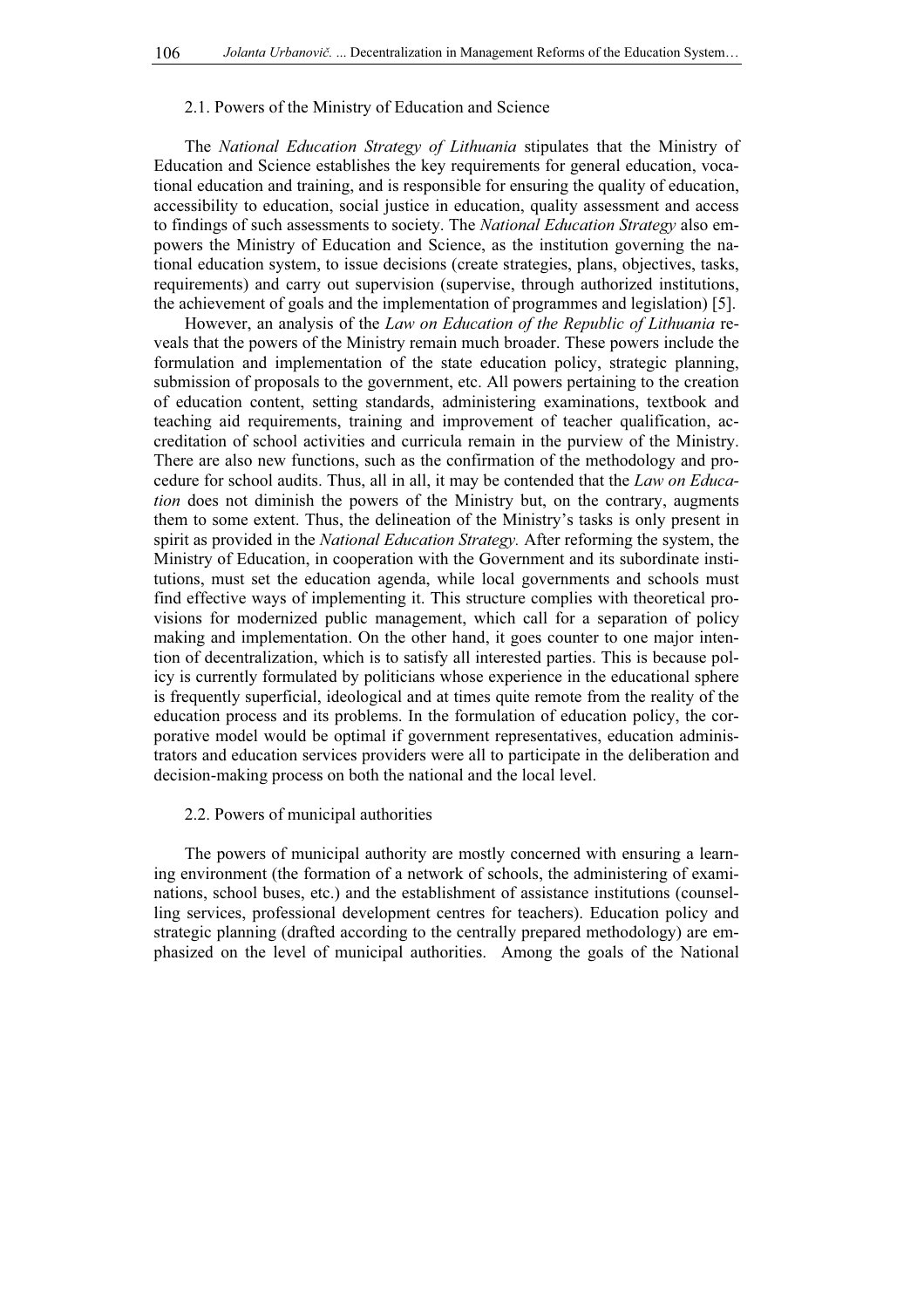### 2.1. Powers of the Ministry of Education and Science

The *National Education Strategy of Lithuania* stipulates that the Ministry of Education and Science establishes the key requirements for general education, vocational education and training, and is responsible for ensuring the quality of education, accessibility to education, social justice in education, quality assessment and access to findings of such assessments to society. The *National Education Strategy* also empowers the Ministry of Education and Science, as the institution governing the national education system, to issue decisions (create strategies, plans, objectives, tasks, requirements) and carry out supervision (supervise, through authorized institutions, the achievement of goals and the implementation of programmes and legislation) [5].

However, an analysis of the *Law on Education of the Republic of Lithuania* reveals that the powers of the Ministry remain much broader. These powers include the formulation and implementation of the state education policy, strategic planning, submission of proposals to the government, etc. All powers pertaining to the creation of education content, setting standards, administering examinations, textbook and teaching aid requirements, training and improvement of teacher qualification, accreditation of school activities and curricula remain in the purview of the Ministry. There are also new functions, such as the confirmation of the methodology and procedure for school audits. Thus, all in all, it may be contended that the *Law on Education* does not diminish the powers of the Ministry but, on the contrary, augments them to some extent. Thus, the delineation of the Ministry's tasks is only present in spirit as provided in the *National Education Strategy.* After reforming the system, the Ministry of Education, in cooperation with the Government and its subordinate institutions, must set the education agenda, while local governments and schools must find effective ways of implementing it. This structure complies with theoretical provisions for modernized public management, which call for a separation of policy making and implementation. On the other hand, it goes counter to one major intention of decentralization, which is to satisfy all interested parties. This is because policy is currently formulated by politicians whose experience in the educational sphere is frequently superficial, ideological and at times quite remote from the reality of the education process and its problems. In the formulation of education policy, the corporative model would be optimal if government representatives, education administrators and education services providers were all to participate in the deliberation and decision-making process on both the national and the local level.

### 2.2. Powers of municipal authorities

The powers of municipal authority are mostly concerned with ensuring a learning environment (the formation of a network of schools, the administering of examinations, school buses, etc.) and the establishment of assistance institutions (counselling services, professional development centres for teachers). Education policy and strategic planning (drafted according to the centrally prepared methodology) are emphasized on the level of municipal authorities. Among the goals of the National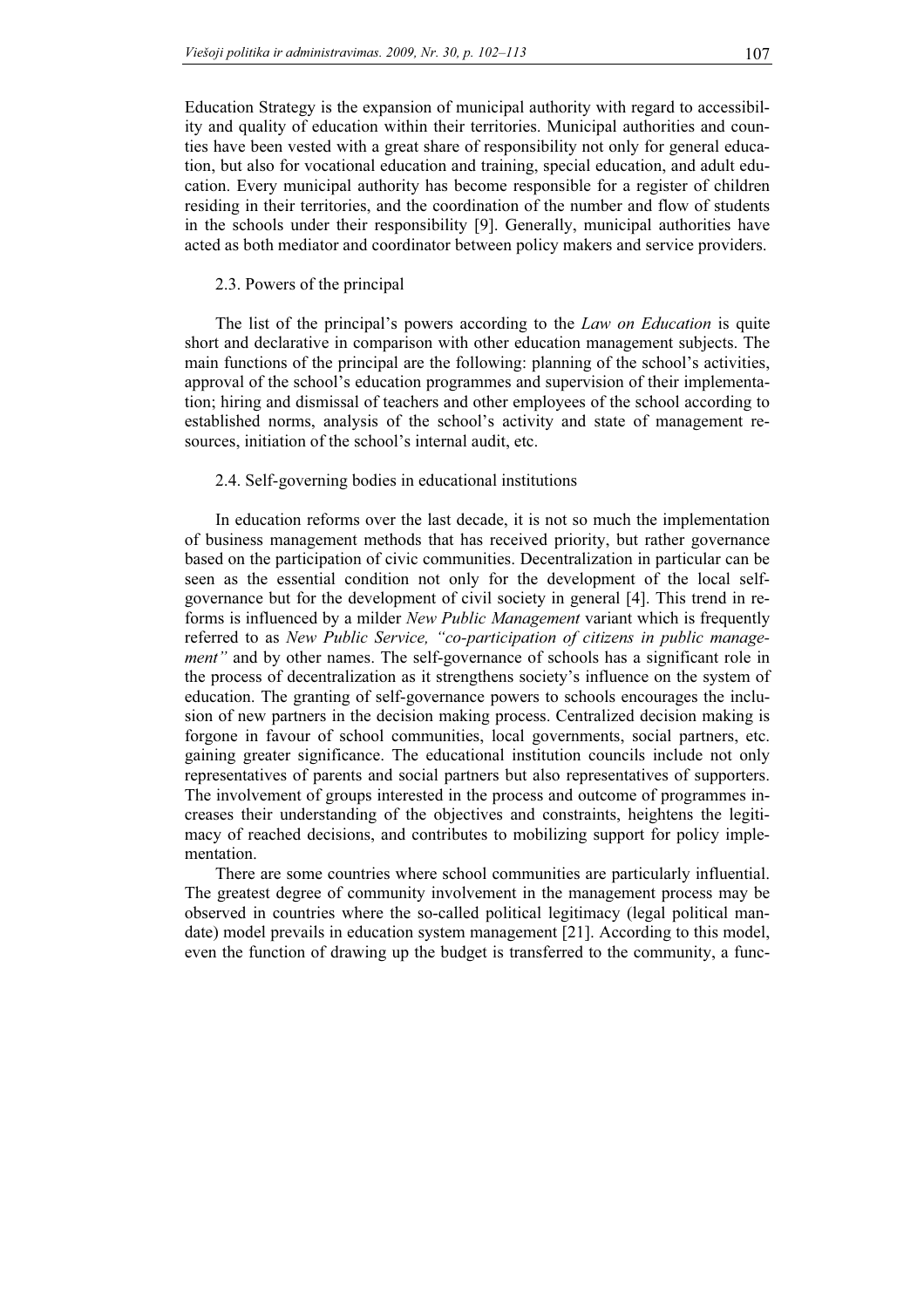Education Strategy is the expansion of municipal authority with regard to accessibility and quality of education within their territories. Municipal authorities and counties have been vested with a great share of responsibility not only for general education, but also for vocational education and training, special education, and adult education. Every municipal authority has become responsible for a register of children residing in their territories, and the coordination of the number and flow of students in the schools under their responsibility [9]. Generally, municipal authorities have acted as both mediator and coordinator between policy makers and service providers.

### 2.3. Powers of the principal

The list of the principal's powers according to the *Law on Education* is quite short and declarative in comparison with other education management subjects. The main functions of the principal are the following: planning of the school's activities, approval of the school's education programmes and supervision of their implementation; hiring and dismissal of teachers and other employees of the school according to established norms, analysis of the school's activity and state of management resources, initiation of the school's internal audit, etc.

### 2.4. Self-governing bodies in educational institutions

In education reforms over the last decade, it is not so much the implementation of business management methods that has received priority, but rather governance based on the participation of civic communities. Decentralization in particular can be seen as the essential condition not only for the development of the local self-governance but for the development of civil society in general [4]. This trend in reforms is influenced by a milder *New Public Management* variant which is frequently referred to as *New Public Service, "co-participation of citizens in public management"* and by other names. The self-governance of schools has a significant role in the process of decentralization as it strengthens society's influence on the system of education. The granting of self-governance powers to schools encourages the inclusion of new partners in the decision making process. Centralized decision making is forgone in favour of school communities, local governments, social partners, etc. gaining greater significance. The educational institution councils include not only representatives of parents and social partners but also representatives of supporters. The involvement of groups interested in the process and outcome of programmes increases their understanding of the objectives and constraints, heightens the legitimacy of reached decisions, and contributes to mobilizing support for policy implementation.

There are some countries where school communities are particularly influential. The greatest degree of community involvement in the management process may be observed in countries where the so-called political legitimacy (legal political mandate) model prevails in education system management [21]. According to this model, even the function of drawing up the budget is transferred to the community, a func-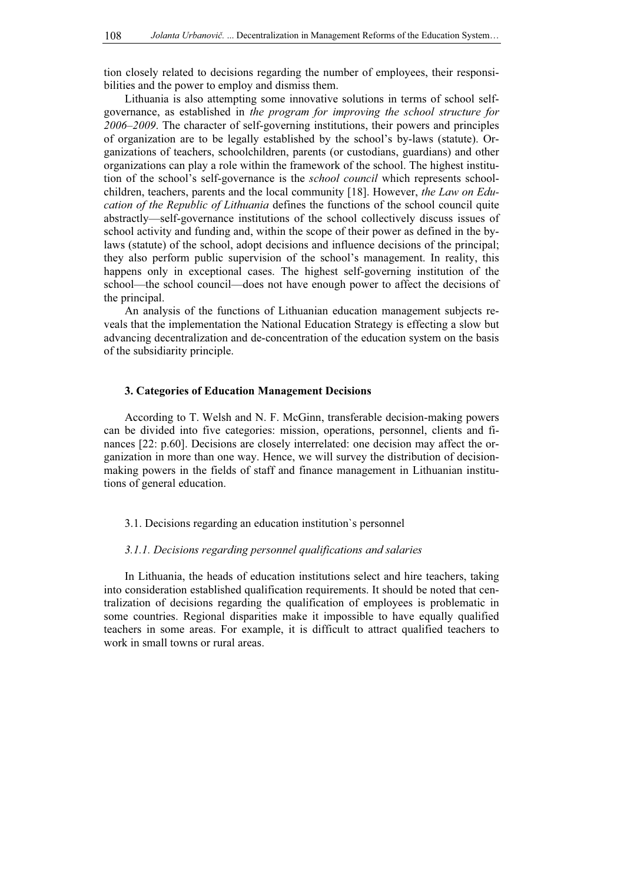tion closely related to decisions regarding the number of employees, their responsibilities and the power to employ and dismiss them.

Lithuania is also attempting some innovative solutions in terms of school self-governance, as established in *the program for improving the school structure for 2006–2009*. The character of self-governing institutions, their powers and principles of organization are to be legally established by the school's by-laws (statute). Organizations of teachers, schoolchildren, parents (or custodians, guardians) and other organizations can play a role within the framework of the school. The highest institution of the school's self-governance is the *school council* which represents schoolchildren, teachers, parents and the local community [18]. However, *the Law on Education of the Republic of Lithuania* defines the functions of the school council quite abstractly—self-governance institutions of the school collectively discuss issues of school activity and funding and, within the scope of their power as defined in the by-laws (statute) of the school, adopt decisions and influence decisions of the principal; they also perform public supervision of the school's management. In reality, this happens only in exceptional cases. The highest self-governing institution of the school—the school council—does not have enough power to affect the decisions of the principal.

An analysis of the functions of Lithuanian education management subjects reveals that the implementation the National Education Strategy is effecting a slow but advancing decentralization and de-concentration of the education system on the basis of the subsidiarity principle.

## 3. Categories of Education Management Decisions

According to T. Welsh and N. F. McGinn, transferable decision-making powers can be divided into five categories: mission, operations, personnel, clients and finances [22: p.60]. Decisions are closely interrelated: one decision may affect the organization in more than one way. Hence, we will survey the distribution of decision-making powers in the fields of staff and finance management in Lithuanian institutions of general education.

### 3.1. Decisions regarding an education institution`s personnel

#### *3.1.1. Decisions regarding personnel qualifications and salaries*

In Lithuania, the heads of education institutions select and hire teachers, taking into consideration established qualification requirements. It should be noted that centralization of decisions regarding the qualification of employees is problematic in some countries. Regional disparities make it impossible to have equally qualified teachers in some areas. For example, it is difficult to attract qualified teachers to work in small towns or rural areas.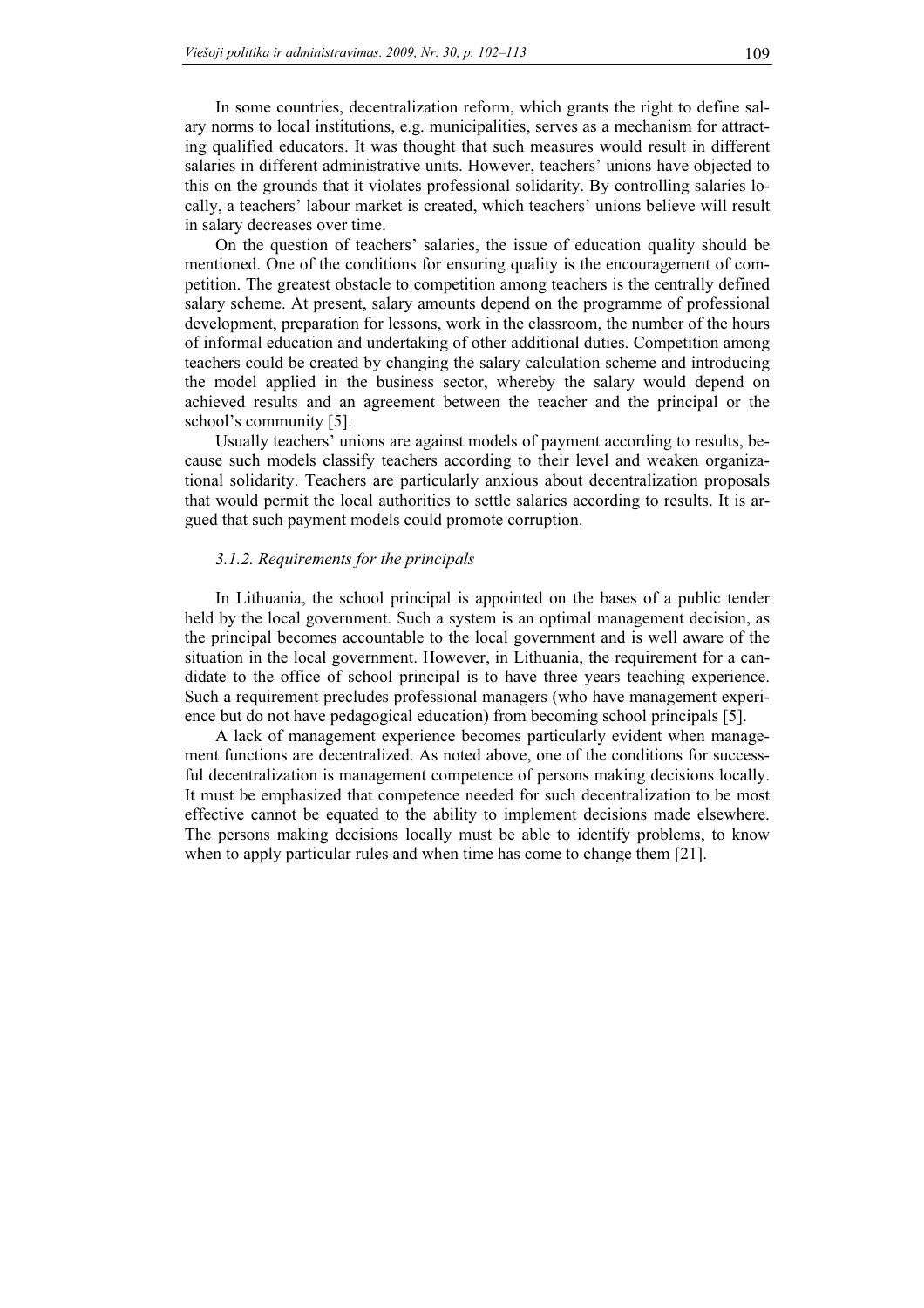In some countries, decentralization reform, which grants the right to define salary norms to local institutions, e.g. municipalities, serves as a mechanism for attracting qualified educators. It was thought that such measures would result in different salaries in different administrative units. However, teachers' unions have objected to this on the grounds that it violates professional solidarity. By controlling salaries locally, a teachers' labour market is created, which teachers' unions believe will result in salary decreases over time.

On the question of teachers' salaries, the issue of education quality should be mentioned. One of the conditions for ensuring quality is the encouragement of competition. The greatest obstacle to competition among teachers is the centrally defined salary scheme. At present, salary amounts depend on the programme of professional development, preparation for lessons, work in the classroom, the number of the hours of informal education and undertaking of other additional duties. Competition among teachers could be created by changing the salary calculation scheme and introducing the model applied in the business sector, whereby the salary would depend on achieved results and an agreement between the teacher and the principal or the school's community [5].

Usually teachers' unions are against models of payment according to results, because such models classify teachers according to their level and weaken organizational solidarity. Teachers are particularly anxious about decentralization proposals that would permit the local authorities to settle salaries according to results. It is argued that such payment models could promote corruption.

#### *3.1.2. Requirements for the principals*

In Lithuania, the school principal is appointed on the bases of a public tender held by the local government. Such a system is an optimal management decision, as the principal becomes accountable to the local government and is well aware of the situation in the local government. However, in Lithuania, the requirement for a candidate to the office of school principal is to have three years teaching experience. Such a requirement precludes professional managers (who have management experience but do not have pedagogical education) from becoming school principals [5].

A lack of management experience becomes particularly evident when management functions are decentralized. As noted above, one of the conditions for successful decentralization is management competence of persons making decisions locally. It must be emphasized that competence needed for such decentralization to be most effective cannot be equated to the ability to implement decisions made elsewhere. The persons making decisions locally must be able to identify problems, to know when to apply particular rules and when time has come to change them [21].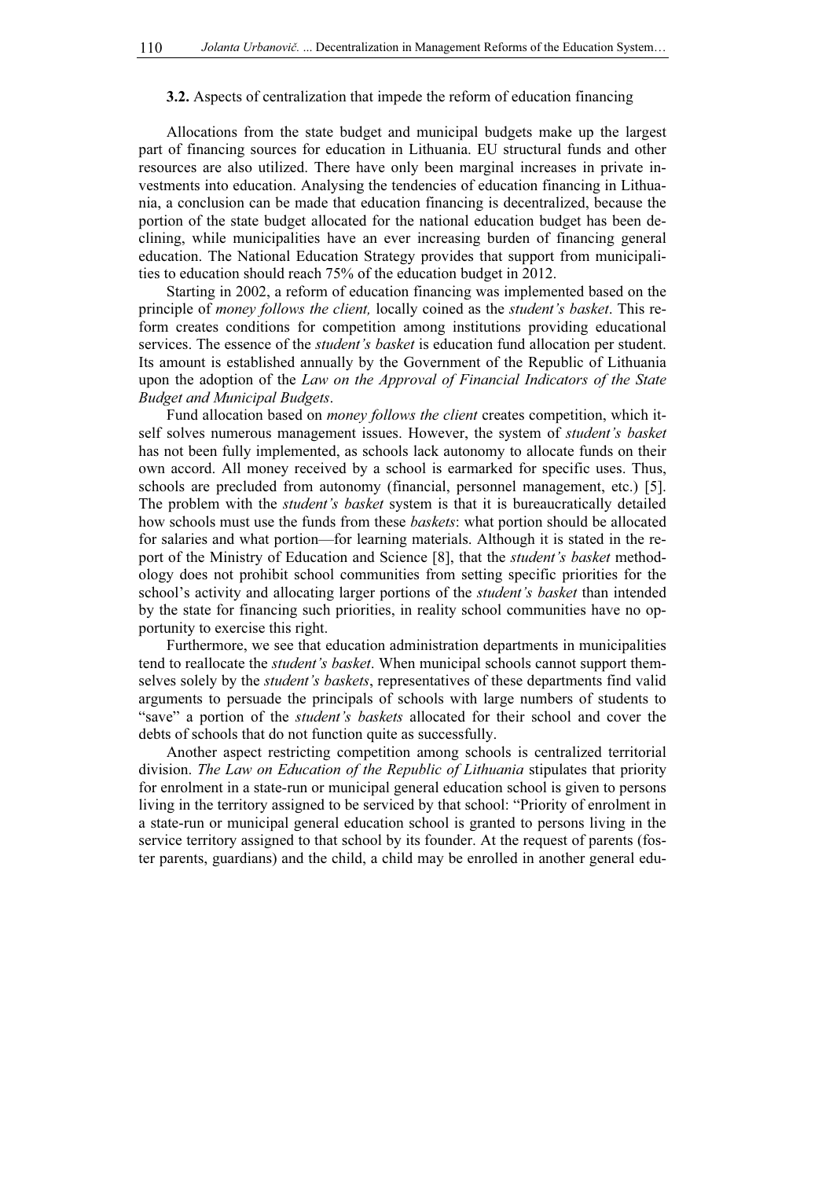**3.2.** Aspects of centralization that impede the reform of education financing

Allocations from the state budget and municipal budgets make up the largest part of financing sources for education in Lithuania. EU structural funds and other resources are also utilized. There have only been marginal increases in private investments into education. Analysing the tendencies of education financing in Lithuania, a conclusion can be made that education financing is decentralized, because the portion of the state budget allocated for the national education budget has been declining, while municipalities have an ever increasing burden of financing general education. The National Education Strategy provides that support from municipalities to education should reach 75% of the education budget in 2012.

Starting in 2002, a reform of education financing was implemented based on the principle of *money follows the client,* locally coined as the *student's basket*. This reform creates conditions for competition among institutions providing educational services. The essence of the *student's basket* is education fund allocation per student. Its amount is established annually by the Government of the Republic of Lithuania upon the adoption of the *Law on the Approval of Financial Indicators of the State Budget and Municipal Budgets*.

Fund allocation based on *money follows the client* creates competition, which itself solves numerous management issues. However, the system of *student's basket* has not been fully implemented, as schools lack autonomy to allocate funds on their own accord. All money received by a school is earmarked for specific uses. Thus, schools are precluded from autonomy (financial, personnel management, etc.) [5]. The problem with the *student's basket* system is that it is bureaucratically detailed how schools must use the funds from these *baskets*: what portion should be allocated for salaries and what portion—for learning materials. Although it is stated in the report of the Ministry of Education and Science [8], that the *student's basket* methodology does not prohibit school communities from setting specific priorities for the school's activity and allocating larger portions of the *student's basket* than intended by the state for financing such priorities, in reality school communities have no opportunity to exercise this right.

Furthermore, we see that education administration departments in municipalities tend to reallocate the *student's basket*. When municipal schools cannot support themselves solely by the *student's baskets*, representatives of these departments find valid arguments to persuade the principals of schools with large numbers of students to "save" a portion of the *student's baskets* allocated for their school and cover the debts of schools that do not function quite as successfully.

Another aspect restricting competition among schools is centralized territorial division. *The Law on Education of the Republic of Lithuania* stipulates that priority for enrolment in a state-run or municipal general education school is given to persons living in the territory assigned to be serviced by that school: "Priority of enrolment in a state-run or municipal general education school is granted to persons living in the service territory assigned to that school by its founder. At the request of parents (foster parents, guardians) and the child, a child may be enrolled in another general edu-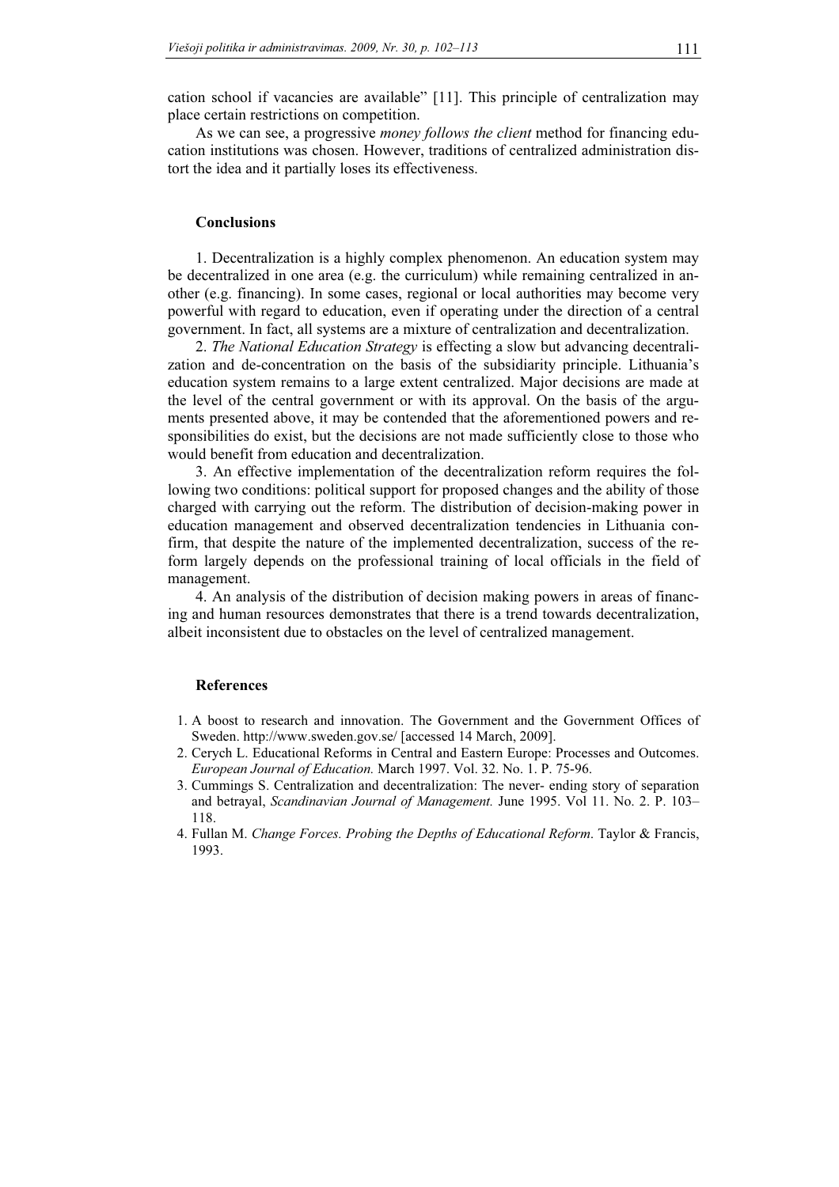cation school if vacancies are available" [11]. This principle of centralization may place certain restrictions on competition.

As we can see, a progressive *money follows the client* method for financing education institutions was chosen. However, traditions of centralized administration distort the idea and it partially loses its effectiveness.

## Conclusions

1. Decentralization is a highly complex phenomenon. An education system may be decentralized in one area (e.g. the curriculum) while remaining centralized in another (e.g. financing). In some cases, regional or local authorities may become very powerful with regard to education, even if operating under the direction of a central government. In fact, all systems are a mixture of centralization and decentralization.

2. *The National Education Strategy* is effecting a slow but advancing decentralization and de-concentration on the basis of the subsidiarity principle. Lithuania's education system remains to a large extent centralized. Major decisions are made at the level of the central government or with its approval. On the basis of the arguments presented above, it may be contended that the aforementioned powers and responsibilities do exist, but the decisions are not made sufficiently close to those who would benefit from education and decentralization.

3. An effective implementation of the decentralization reform requires the following two conditions: political support for proposed changes and the ability of those charged with carrying out the reform. The distribution of decision-making power in education management and observed decentralization tendencies in Lithuania confirm, that despite the nature of the implemented decentralization, success of the reform largely depends on the professional training of local officials in the field of management.

4. An analysis of the distribution of decision making powers in areas of financing and human resources demonstrates that there is a trend towards decentralization, albeit inconsistent due to obstacles on the level of centralized management.

## References

1. A boost to research and innovation. The Government and the Government Offices of Sweden. http://www.sweden.gov.se/ [accessed 14 March, 2009].
2. Cerych L. Educational Reforms in Central and Eastern Europe: Processes and Outcomes. *European Journal of Education.* March 1997. Vol. 32. No. 1. P. 75-96.
3. Cummings S. Centralization and decentralization: The never- ending story of separation and betrayal, *Scandinavian Journal of Management.* June 1995. Vol 11. No. 2. P. 103–118.
4. Fullan M. *Change Forces. Probing the Depths of Educational Reform*. Taylor & Francis, 1993.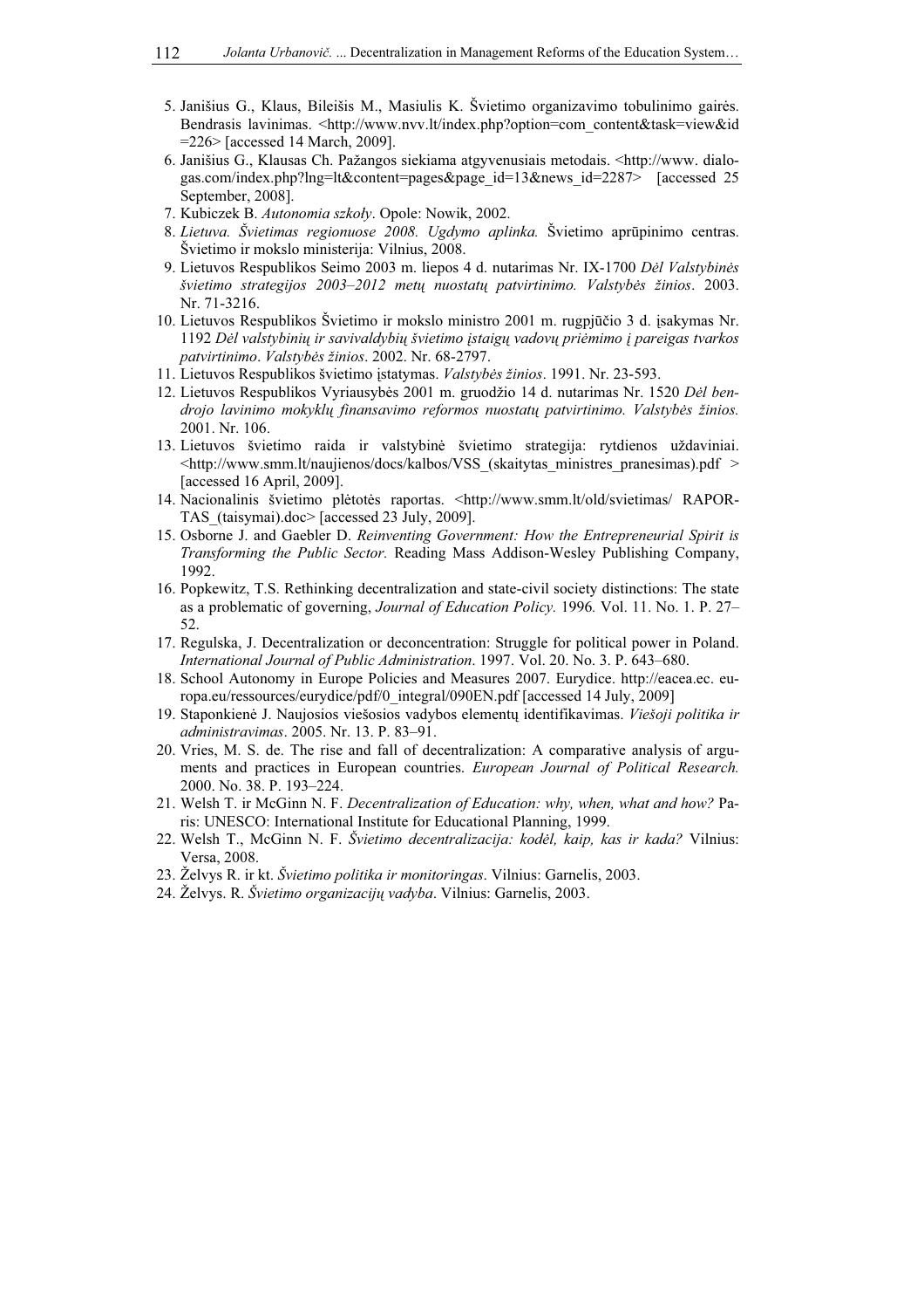5. Janišius G., Klaus, Bileišis M., Masiulis K. Švietimo organizavimo tobulinimo gairės. Bendrasis lavinimas. <http://www.nvv.lt/index.php?option=com_content&task=view&id=226> [accessed 14 March, 2009].
6. Janišius G., Klausas Ch. Pažangos siekiama atgyvenusiais metodais. <http://www. dialogas.com/index.php?lng=lt&content=pages&page_id=13&news_id=2287> [accessed 25 September, 2008].
7. Kubiczek B. *Autonomia szkoły*. Opole: Nowik, 2002.
8. *Lietuva. Švietimas regionuose 2008. Ugdymo aplinka.* Švietimo aprūpinimo centras. Švietimo ir mokslo ministerija: Vilnius, 2008.
9. Lietuvos Respublikos Seimo 2003 m. liepos 4 d. nutarimas Nr. IX-1700 *Dėl Valstybinės švietimo strategijos 2003–2012 metų nuostatų patvirtinimo. Valstybės žinios*. 2003. Nr. 71-3216.
10. Lietuvos Respublikos Švietimo ir mokslo ministro 2001 m. rugpjūčio 3 d. įsakymas Nr. 1192 *Dėl valstybinių ir savivaldybių švietimo įstaigų vadovų priėmimo į pareigas tvarkos patvirtinimo*. *Valstybės žinios*. 2002. Nr. 68-2797.
11. Lietuvos Respublikos švietimo įstatymas. *Valstybės žinios*. 1991. Nr. 23-593.
12. Lietuvos Respublikos Vyriausybės 2001 m. gruodžio 14 d. nutarimas Nr. 1520 *Dėl bendrojo lavinimo mokyklų finansavimo reformos nuostatų patvirtinimo. Valstybės žinios.* 2001. Nr. 106.
13. Lietuvos švietimo raida ir valstybinė švietimo strategija: rytdienos uždaviniai. <http://www.smm.lt/naujienos/docs/kalbos/VSS_(skaitytas_ministres_pranesimas).pdf > [accessed 16 April, 2009].
14. Nacionalinis švietimo plėtotės raportas. <http://www.smm.lt/old/svietimas/ RAPORTAS_(taisymai).doc> [accessed 23 July, 2009].
15. Osborne J. and Gaebler D. *Reinventing Government: How the Entrepreneurial Spirit is Transforming the Public Sector.* Reading Mass Addison-Wesley Publishing Company, 1992.
16. Popkewitz, T.S. Rethinking decentralization and state-civil society distinctions: The state as a problematic of governing, *Journal of Education Policy.* 1996*.* Vol. 11. No. 1. P. 27–52.
17. Regulska, J. Decentralization or deconcentration: Struggle for political power in Poland. *International Journal of Public Administration*. 1997. Vol. 20. No. 3. P. 643–680.
18. School Autonomy in Europe Policies and Measures 2007. Eurydice. http://eacea.ec. europa.eu/ressources/eurydice/pdf/0_integral/090EN.pdf [accessed 14 July, 2009]
19. Staponkienė J. Naujosios viešosios vadybos elementų identifikavimas. *Viešoji politika ir administravimas*. 2005. Nr. 13. P. 83–91.
20. Vries, M. S. de. The rise and fall of decentralization: A comparative analysis of arguments and practices in European countries. *European Journal of Political Research.* 2000. No. 38. P. 193–224.
21. Welsh T. ir McGinn N. F. *Decentralization of Education: why, when, what and how?* Paris: UNESCO: International Institute for Educational Planning, 1999.
22. Welsh T., McGinn N. F. *Švietimo decentralizacija: kodėl, kaip, kas ir kada?* Vilnius: Versa, 2008.
23. Želvys R. ir kt. *Švietimo politika ir monitoringas*. Vilnius: Garnelis, 2003.
24. Želvys. R. *Švietimo organizacijų vadyba*. Vilnius: Garnelis, 2003.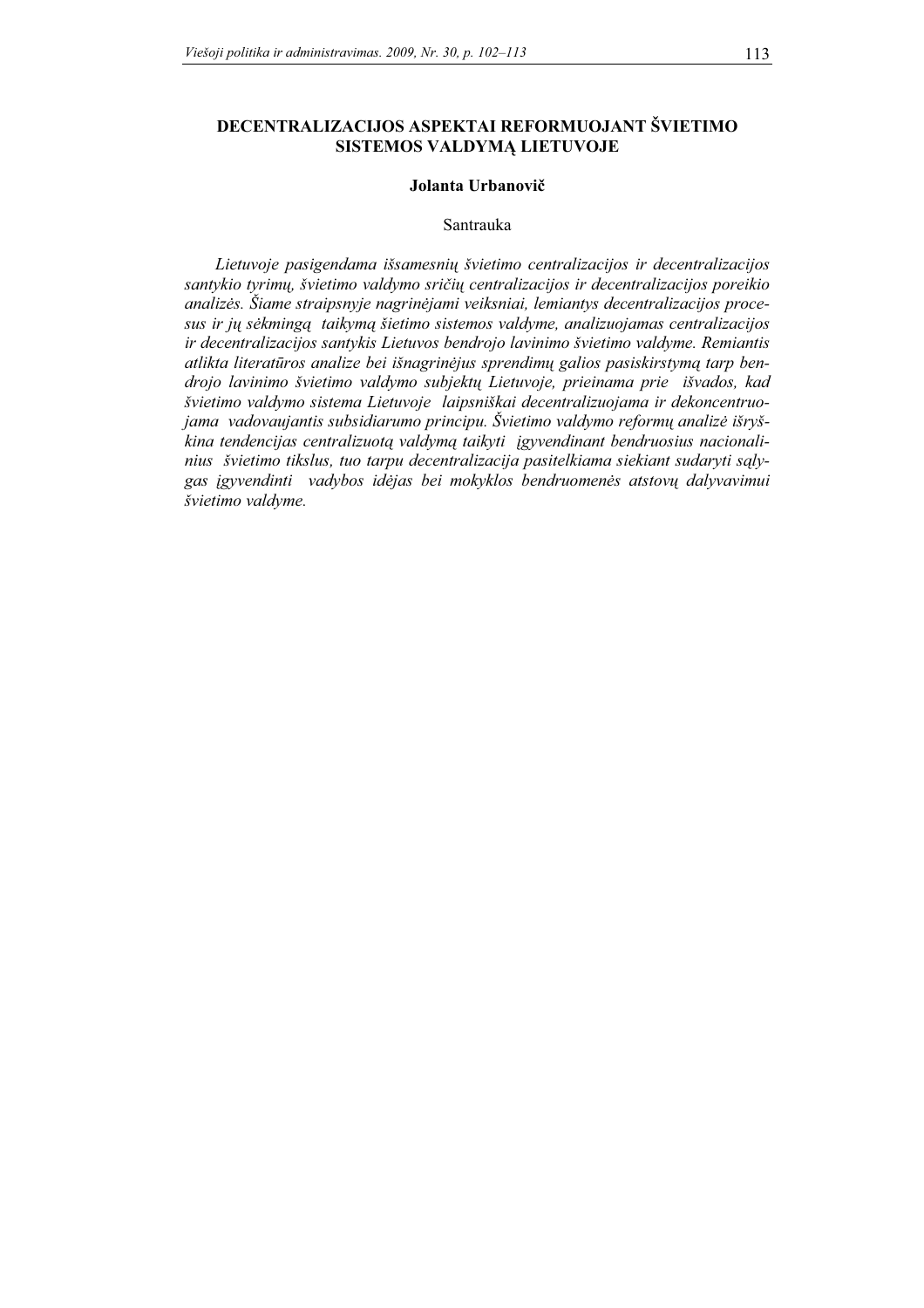## DECENTRALIZACIJOS ASPEKTAI REFORMUOJANT ŠVIETIMO SISTEMOS VALDYMĄ LIETUVOJE

**Jolanta Urbanovič**

Santrauka

*Lietuvoje pasigendama išsamesnių švietimo centralizacijos ir decentralizacijos santykio tyrimų, švietimo valdymo sričių centralizacijos ir decentralizacijos poreikio analizės. Šiame straipsnyje nagrinėjami veiksniai, lemiantys decentralizacijos procesus ir jų sėkmingą taikymą šietimo sistemos valdyme, analizuojamas centralizacijos ir decentralizacijos santykis Lietuvos bendrojo lavinimo švietimo valdyme. Remiantis atlikta literatūros analize bei išnagrinėjus sprendimų galios pasiskirstymą tarp bendrojo lavinimo švietimo valdymo subjektų Lietuvoje, prieinama prie išvados, kad švietimo valdymo sistema Lietuvoje laipsniškai decentralizuojama ir dekoncentruojama vadovaujantis subsidiarumo principu. Švietimo valdymo reformų analizė išryškina tendencijas centralizuotą valdymą taikyti įgyvendinant bendruosius nacionalinius švietimo tikslus, tuo tarpu decentralizacija pasitelkiama siekiant sudaryti sąlygas įgyvendinti vadybos idėjas bei mokyklos bendruomenės atstovų dalyvavimui švietimo valdyme.*